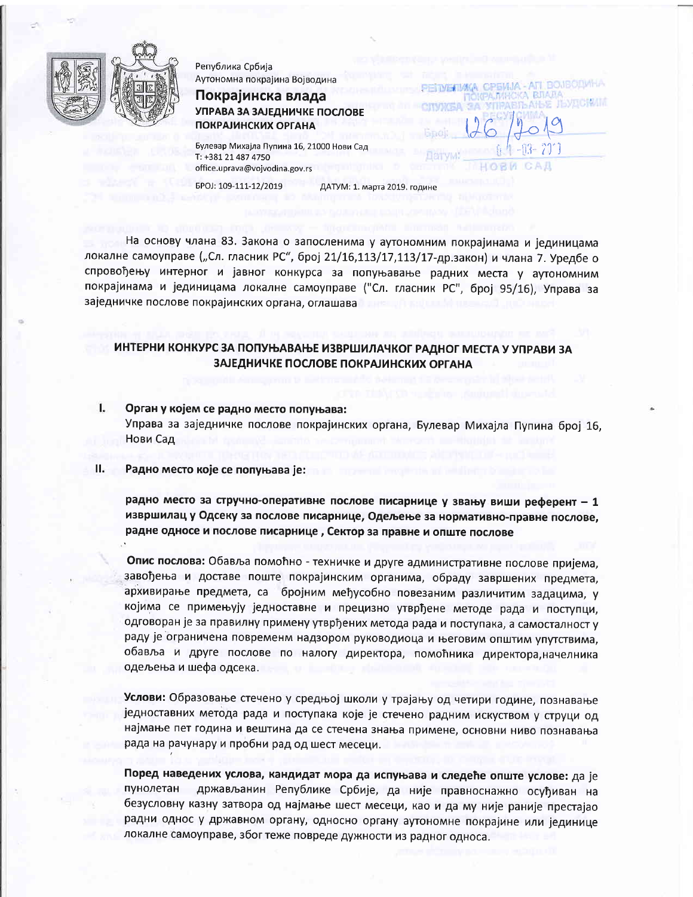Република Србија
Аутономна покрајина Војводина

**Покрајинска влада**

**УПРАВА ЗА ЗАЈЕДНИЧКЕ ПОСЛОВЕ ПОКРАЈИНСКИХ ОРГАНА**

Булевар Михајла Пупина 16, 21000 Нови Сад
Т: +381 21 487 4750
office.uprava@vojvodina.gov.rs

БРОЈ: 109-111-12/2019 ДАТУМ: 1. марта 2019. године

РЕПУБЛИКА СРБИЈА - АП ВОЈВОДИНА
ПОКРАЈИНСКА ВЛАДА
СЛУЖБА ЗА УПРАВЉАЊЕ ЉУДСКИМ РЕСУРСИМА
Број: 126/2019
Датум: 01-03-2019
НОВИ САД

На основу члана 83. Закона о запосленима у аутономним покрајинама и јединицама локалне самоуправе („Сл. гласник РС", број 21/16,113/17,113/17-др.закон) и члана 7. Уредбе о спровођењу интерног и јавног конкурса за попуњавање радних места у аутономним покрајинама и јединицама локалне самоуправе ("Сл. гласник РС", број 95/16), Управа за заједничке послове покрајинских органа, оглашава

## ИНТЕРНИ КОНКУРС ЗА ПОПУЊАВАЊЕ ИЗВРШИЛАЧКОГ РАДНОГ МЕСТА У УПРАВИ ЗА ЗАЈЕДНИЧКЕ ПОСЛОВЕ ПОКРАЈИНСКИХ ОРГАНА

**I. Орган у којем се радно место попуњава:**

Управа за заједничке послове покрајинских органа, Булевар Михајла Пупина број 16, Нови Сад

**II. Радно место које се попуњава је:**

**радно место за стручно-оперативне послове писарнице у звању виши референт – 1 извршилац у Одсеку за послове писарнице, Одељење за нормативно-правне послове, радне односе и послове писарнице , Сектор за правне и опште послове**

**Опис послова:** Обавља помоћно - техничке и друге административне послове пријема, завођења и доставе поште покрајинским органима, обраду завршених предмета, архивирање предмета, са бројним међусобно повезаним различитим задацима, у којима се примењују једноставне и прецизно утврђене методе рада и поступци, одговоран је за правилну примену утврђених метода рада и поступака, а самосталност у раду је ограничена повременим надзором руководиоца и његовим општим упутствима, обавља и друге послове по налогу директора, помоћника директора,начелника одељења и шефа одсека.

**Услови:** Образовање стечено у средњој школи у трајању од четири године, познавање једноставних метода рада и поступака које је стечено радним искуством у струци од најмање пет година и вештина да се стечена знања примене, основни ниво познавања рада на рачунару и пробни рад од шест месеци.

**Поред наведених услова, кандидат мора да испуњава и следеће опште услове:** да је пунолетан држављанин Републике Србије, да није правноснажно осуђиван на безусловну казну затвора од најмање шест месеци, као и да му није раније престајао радни однос у државном органу, односно органу аутономне покрајине или јединице локалне самоуправе, због теже повреде дужности из радног односа.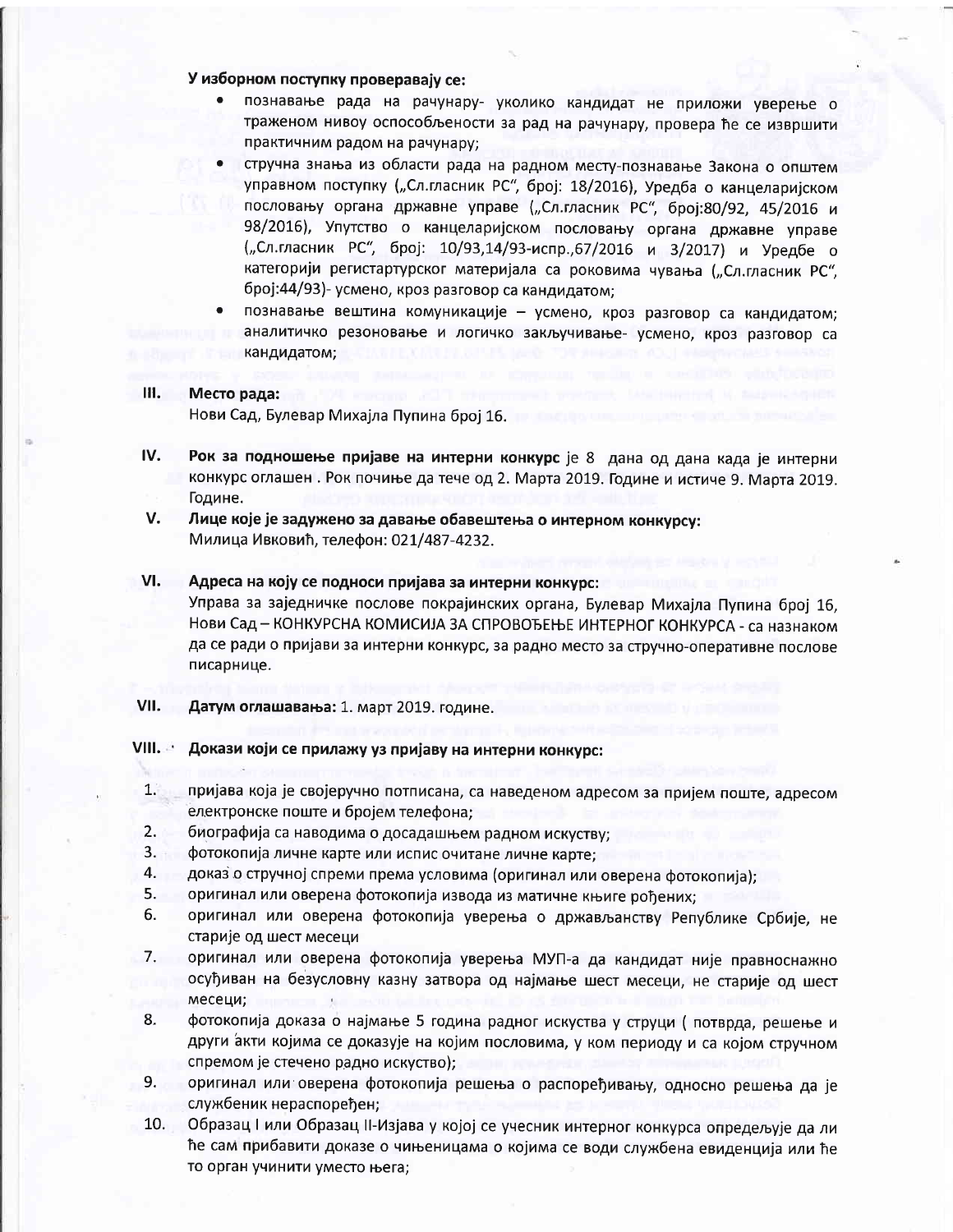**У изборном поступку проверавају се:**

- познавање рада на рачунару- уколико кандидат не приложи уверење о траженом нивоу оспособљености за рад на рачунару, провера ће се извршити практичним радом на рачунару;
- стручна знања из области рада на радном месту-познавање Закона о општем управном поступку („Сл.гласник РС", број: 18/2016), Уредба о канцеларијском пословању органа државне управе („Сл.гласник РС", број:80/92, 45/2016 и 98/2016), Упутство о канцеларијском пословању органа државне управе („Сл.гласник РС", број: 10/93,14/93-испр.,67/2016 и 3/2017) и Уредбе о категорији регистартурског материјала са роковима чувања („Сл.гласник РС", број:44/93)- усмено, кроз разговор са кандидатом;
- познавање вештина комуникације – усмено, кроз разговор са кандидатом; аналитичко резоновање и логичко закључивање- усмено, кроз разговор са кандидатом;

**III. Место рада:**
Нови Сад, Булевар Михајла Пупина број 16.

**IV. Рок за подношење пријаве на интерни конкурс** је 8 дана од дана када је интерни конкурс оглашен . Рок почиње да тече од 2. Марта 2019. Године и истиче 9. Марта 2019. Године.

**V. Лице које је задужено за давање обавештења о интерном конкурсу:**
Милица Ивковић, телефон: 021/487-4232.

**VI. Адреса на коју се подноси пријава за интерни конкурс:**
Управа за заједничке послове покрајинских органа, Булевар Михајла Пупина број 16, Нови Сад – КОНКУРСНА КОМИСИЈА ЗА СПРОВОЂЕЊЕ ИНТЕРНОГ КОНКУРСА - са назнаком да се ради о пријави за интерни конкурс, за радно место за стручно-оперативне послове писарнице.

**VII. Датум оглашавања:** 1. март 2019. године.

**VIII. Докази који се прилажу уз пријаву на интерни конкурс:**

1. пријава која је својеручно потписана, са наведеном адресом за пријем поште, адресом електронске поште и бројем телефона;
2. биографија са наводима о досадашњем радном искуству;
3. фотокопија личне карте или испис очитане личне карте;
4. доказ о стручној спреми према условима (оригинал или оверена фотокопија);
5. оригинал или оверена фотокопија извода из матичне књиге рођених;
6. оригинал или оверена фотокопија уверења о држављанству Републике Србије, не старије од шест месеци
7. оригинал или оверена фотокопија уверења МУП-а да кандидат није правноснажно осуђиван на безусловну казну затвора од најмање шест месеци, не старије од шест месеци;
8. фотокопија доказа о најмање 5 година радног искуства у струци ( потврда, решење и други акти којима се доказује на којим пословима, у ком периоду и са којом стручном спремом је стечено радно искуство);
9. оригинал или оверена фотокопија решења о распоређивању, односно решења да је службеник нераспоређен;
10. Образац I или Образац II-Изјава у којој се учесник интерног конкурса опредељује да ли ће сам прибавити доказе о чињеницама о којима се води службена евиденција или ће то орган учинити уместо њега;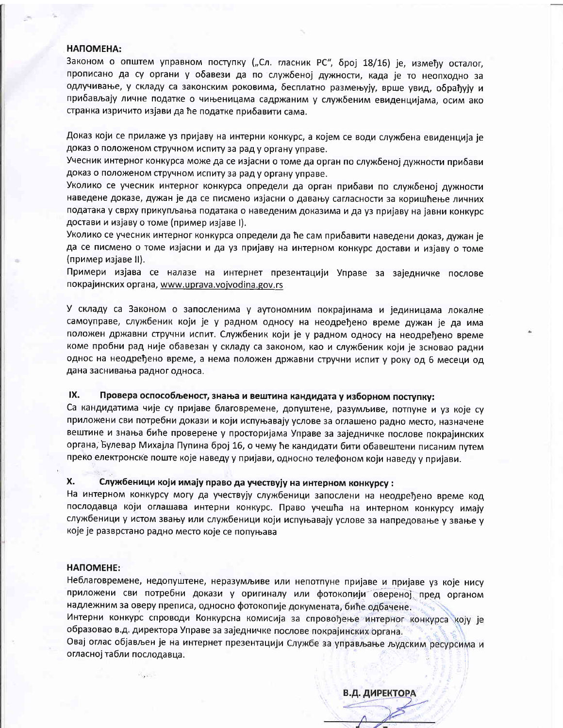**НАПОМЕНА:**

Законом о општем управном поступку („Сл. гласник РС", број 18/16) је, између осталог, прописано да су органи у обавези да по службеној дужности, када је то неопходно за одлучивање, у складу са законским роковима, бесплатно размењују, врше увид, обрађују и прибављају личне податке о чињеницама садржаним у службеним евиденцијама, осим ако странка изричито изјави да ће податке прибавити сама.

Доказ који се прилаже уз пријаву на интерни конкурс, а којем се води службена евиденција је доказ о положеном стручном испиту за рад у органу управе.

Учесник интерног конкурса може да се изјасни о томе да орган по службеној дужности прибави доказ о положеном стручном испиту за рад у органу управе.

Уколико се учесник интерног конкурса определи да орган прибави по службеној дужности наведене доказе, дужан је да се писмено изјасни о давању сагласности за коришћење личних података у сврху прикупљања података о наведеним доказима и да уз пријаву на јавни конкурс достави и изјаву о томе (пример изјаве I).

Уколико се учесник интерног конкурса определи да ће сам прибавити наведени доказ, дужан је да се писмено о томе изјасни и да уз пријаву на интерном конкурс достави и изјаву о томе (пример изјаве II).

Примери изјава се налазе на интернет презентацији Управе за заједничке послове покрајинских органа, www.uprava.vojvodina.gov.rs

У складу са Законом о запосленима у аутономним покрајинама и јединицама локалне самоуправе, службеник који је у радном односу на неодређено време дужан је да има положен државни стручни испит. Службеник који је у радном односу на неодређено време коме пробни рад није обавезан у складу са законом, као и службеник који је зсновао радни однос на неодређено време, а нема положен државни стручни испит у року од 6 месеци од дана заснивања радног односа.

## IX. Провера оспособљеност, знања и вештина кандидата у изборном поступку:

Са кандидатима чије су пријаве благовремене, допуштене, разумљиве, потпуне и уз које су приложени сви потребни докази и који испуњавају услове за оглашено радно место, назначене вештине и знања биће проверене у просторијама Управе за заједничке послове покрајинских органа, Булевар Михајла Пупина број 16, о чему ће кандидати бити обавештени писаним путем преко електронске поште које наведу у пријави, односно телефоном који наведу у пријави.

## X. Службеници који имају право да учествују на интерном конкурсу :

На интерном конкурсу могу да учествују службеници запослени на неодређено време код послодавца који оглашава интерни конкурс. Право учешћа на интерном конкурсу имају службеници у истом звању или службеници који испуњавају услове за напредовање у звање у које је разврстано радно место које се попуњава

**НАПОМЕНЕ:**

Неблаговремене, недопуштене, неразумљиве или непотпуне пријаве и пријаве уз које нису приложени сви потребни докази у оригиналу или фотокопији овереној пред органом надлежним за оверу преписа, односно фотокопије докумената, биће одбачене.

Интерни конкурс спроводи Конкурсна комисија за спровођење интерног конкурса коју је образовао в.д. директора Управе за заједничке послове покрајинских органа.

Овај оглас објављен је на интернет презентацији Службе за управљање људским ресурсима и огласној табли послодавца.

**В.Д. ДИРЕКТОРА**